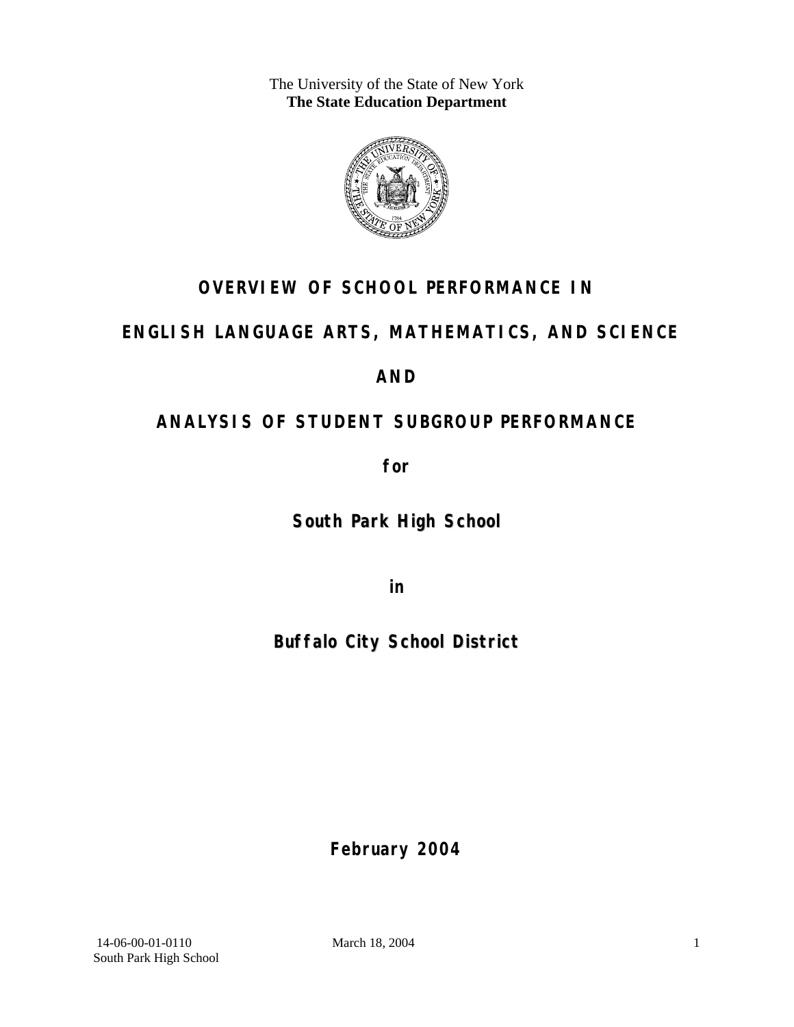The University of the State of New York
**The State Education Department**

# OVERVIEW OF SCHOOL PERFORMANCE IN

# ENGLISH LANGUAGE ARTS, MATHEMATICS, AND SCIENCE

# AND

# ANALYSIS OF STUDENT SUBGROUP PERFORMANCE

**for**

## South Park High School

**in**

## Buffalo City School District

**February 2004**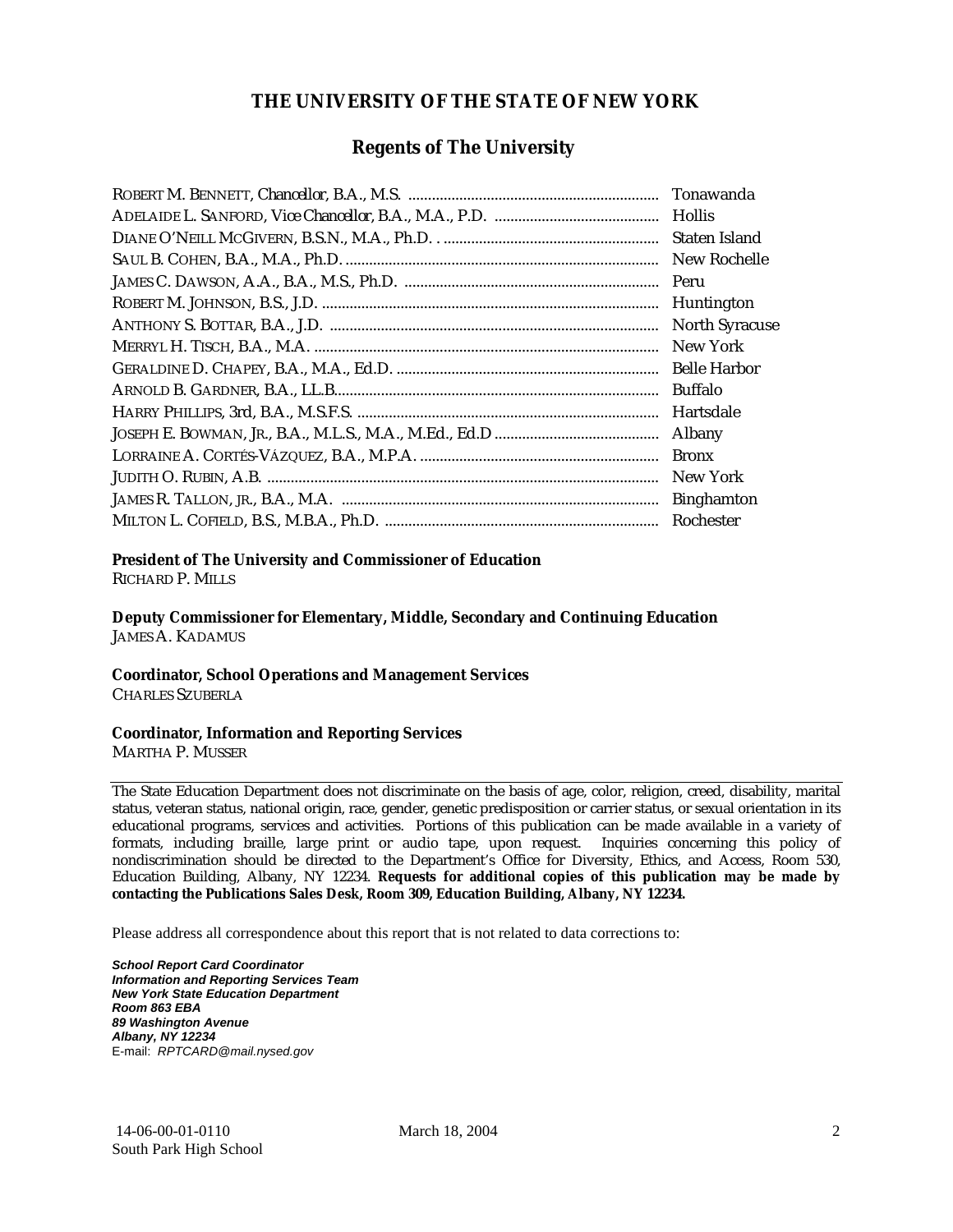# THE UNIVERSITY OF THE STATE OF NEW YORK

## Regents of The University

| | |
|---|---|
| ROBERT M. BENNETT, *Chancellor*, B.A., M.S. | Tonawanda |
| ADELAIDE L. SANFORD, *Vice Chancellor*, B.A., M.A., P.D. | Hollis |
| DIANE O'NEILL MCGIVERN, B.S.N., M.A., Ph.D. | Staten Island |
| SAUL B. COHEN, B.A., M.A., Ph.D. | New Rochelle |
| JAMES C. DAWSON, A.A., B.A., M.S., Ph.D. | Peru |
| ROBERT M. JOHNSON, B.S., J.D. | Huntington |
| ANTHONY S. BOTTAR, B.A., J.D. | North Syracuse |
| MERRYL H. TISCH, B.A., M.A. | New York |
| GERALDINE D. CHAPEY, B.A., M.A., Ed.D. | Belle Harbor |
| ARNOLD B. GARDNER, B.A., LL.B. | Buffalo |
| HARRY PHILLIPS, 3rd, B.A., M.S.F.S. | Hartsdale |
| JOSEPH E. BOWMAN, JR., B.A., M.L.S., M.A., M.Ed., Ed.D | Albany |
| LORRAINE A. CORTÉS-VÁZQUEZ, B.A., M.P.A. | Bronx |
| JUDITH O. RUBIN, A.B. | New York |
| JAMES R. TALLON, JR., B.A., M.A. | Binghamton |
| MILTON L. COFIELD, B.S., M.B.A., Ph.D. | Rochester |

**President of The University and Commissioner of Education**
RICHARD P. MILLS

**Deputy Commissioner for Elementary, Middle, Secondary and Continuing Education**
JAMES A. KADAMUS

**Coordinator, School Operations and Management Services**
CHARLES SZUBERLA

**Coordinator, Information and Reporting Services**
MARTHA P. MUSSER

---

The State Education Department does not discriminate on the basis of age, color, religion, creed, disability, marital status, veteran status, national origin, race, gender, genetic predisposition or carrier status, or sexual orientation in its educational programs, services and activities. Portions of this publication can be made available in a variety of formats, including braille, large print or audio tape, upon request. Inquiries concerning this policy of nondiscrimination should be directed to the Department's Office for Diversity, Ethics, and Access, Room 530, Education Building, Albany, NY 12234. **Requests for additional copies of this publication may be made by contacting the Publications Sales Desk, Room 309, Education Building, Albany, NY 12234.**

Please address all correspondence about this report that is not related to data corrections to:

***School Report Card Coordinator***
***Information and Reporting Services Team***
***New York State Education Department***
***Room 863 EBA***
***89 Washington Avenue***
***Albany, NY 12234***
E-mail: *RPTCARD@mail.nysed.gov*

14-06-00-01-0110 March 18, 2004
South Park High School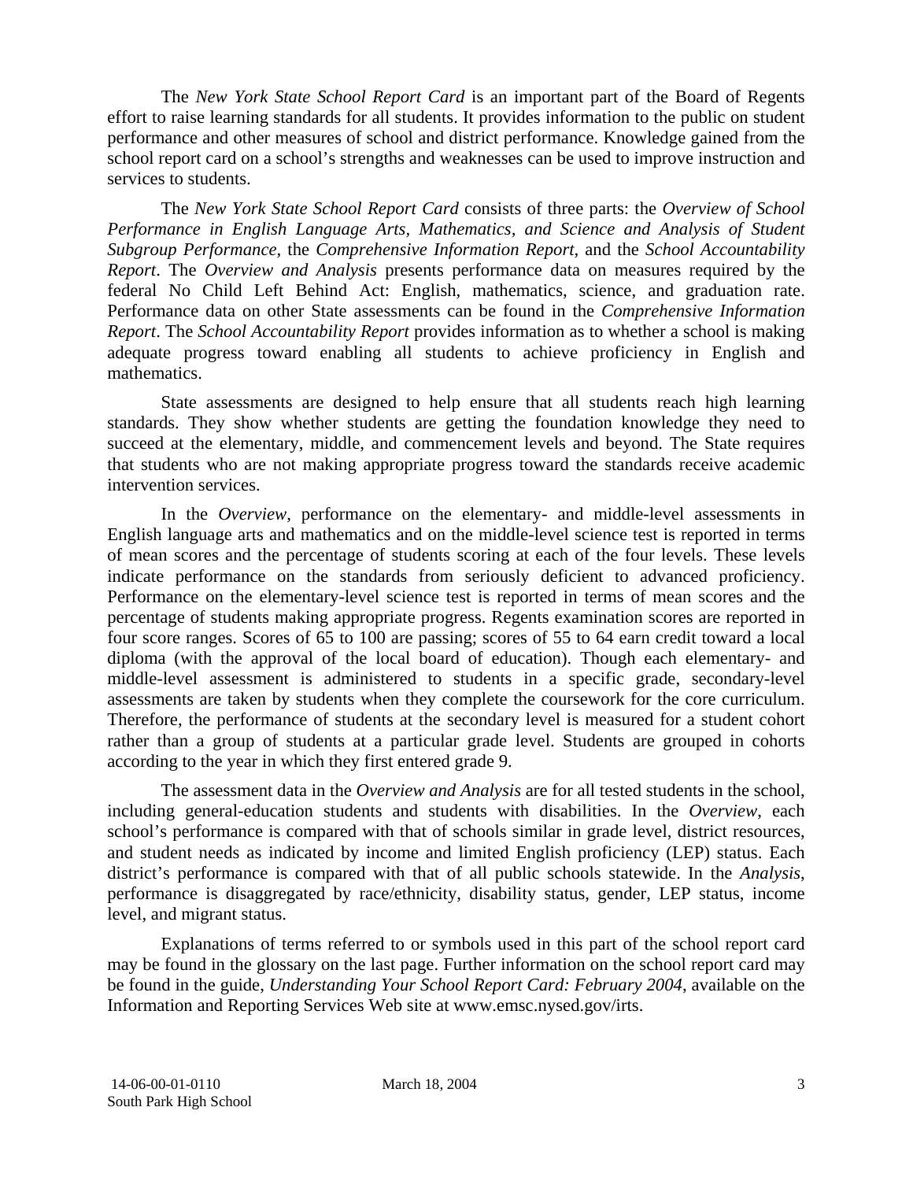The *New York State School Report Card* is an important part of the Board of Regents effort to raise learning standards for all students. It provides information to the public on student performance and other measures of school and district performance. Knowledge gained from the school report card on a school's strengths and weaknesses can be used to improve instruction and services to students.

The *New York State School Report Card* consists of three parts: the *Overview of School Performance in English Language Arts, Mathematics, and Science and Analysis of Student Subgroup Performance,* the *Comprehensive Information Report,* and the *School Accountability Report*. The *Overview and Analysis* presents performance data on measures required by the federal No Child Left Behind Act: English, mathematics, science, and graduation rate. Performance data on other State assessments can be found in the *Comprehensive Information Report*. The *School Accountability Report* provides information as to whether a school is making adequate progress toward enabling all students to achieve proficiency in English and mathematics.

State assessments are designed to help ensure that all students reach high learning standards. They show whether students are getting the foundation knowledge they need to succeed at the elementary, middle, and commencement levels and beyond. The State requires that students who are not making appropriate progress toward the standards receive academic intervention services.

In the *Overview*, performance on the elementary- and middle-level assessments in English language arts and mathematics and on the middle-level science test is reported in terms of mean scores and the percentage of students scoring at each of the four levels. These levels indicate performance on the standards from seriously deficient to advanced proficiency. Performance on the elementary-level science test is reported in terms of mean scores and the percentage of students making appropriate progress. Regents examination scores are reported in four score ranges. Scores of 65 to 100 are passing; scores of 55 to 64 earn credit toward a local diploma (with the approval of the local board of education). Though each elementary- and middle-level assessment is administered to students in a specific grade, secondary-level assessments are taken by students when they complete the coursework for the core curriculum. Therefore, the performance of students at the secondary level is measured for a student cohort rather than a group of students at a particular grade level. Students are grouped in cohorts according to the year in which they first entered grade 9.

The assessment data in the *Overview and Analysis* are for all tested students in the school, including general-education students and students with disabilities. In the *Overview*, each school's performance is compared with that of schools similar in grade level, district resources, and student needs as indicated by income and limited English proficiency (LEP) status. Each district's performance is compared with that of all public schools statewide. In the *Analysis*, performance is disaggregated by race/ethnicity, disability status, gender, LEP status, income level, and migrant status.

Explanations of terms referred to or symbols used in this part of the school report card may be found in the glossary on the last page. Further information on the school report card may be found in the guide, *Understanding Your School Report Card: February 2004*, available on the Information and Reporting Services Web site at www.emsc.nysed.gov/irts.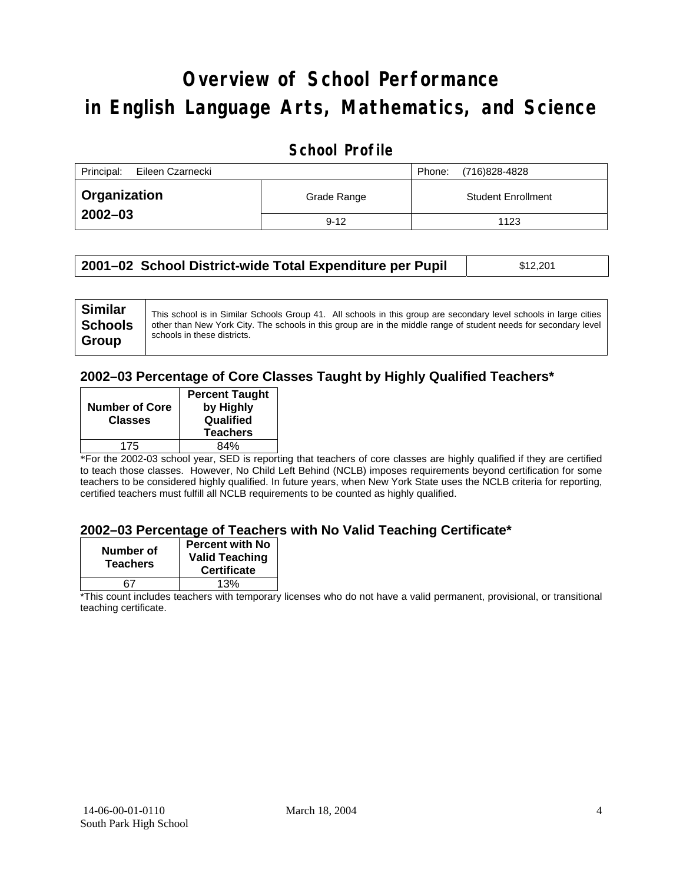# Overview of School Performance in English Language Arts, Mathematics, and Science

## School Profile

| Principal: Eileen Czarnecki | | Phone: (716)828-4828 |
|---|---|---|
| **Organization 2002–03** | Grade Range | Student Enrollment |
| | 9-12 | 1123 |

| **2001–02 School District-wide Total Expenditure per Pupil** | $12,201 |
|---|---|

| **Similar Schools Group** | This school is in Similar Schools Group 41. All schools in this group are secondary level schools in large cities other than New York City. The schools in this group are in the middle range of student needs for secondary level schools in these districts. |
|---|---|

### 2002–03 Percentage of Core Classes Taught by Highly Qualified Teachers*

| Number of Core Classes | Percent Taught by Highly Qualified Teachers |
|---|---|
| 175 | 84% |

*For the 2002-03 school year, SED is reporting that teachers of core classes are highly qualified if they are certified to teach those classes. However, No Child Left Behind (NCLB) imposes requirements beyond certification for some teachers to be considered highly qualified. In future years, when New York State uses the NCLB criteria for reporting, certified teachers must fulfill all NCLB requirements to be counted as highly qualified.

### 2002–03 Percentage of Teachers with No Valid Teaching Certificate*

| Number of Teachers | Percent with No Valid Teaching Certificate |
|---|---|
| 67 | 13% |

*This count includes teachers with temporary licenses who do not have a valid permanent, provisional, or transitional teaching certificate.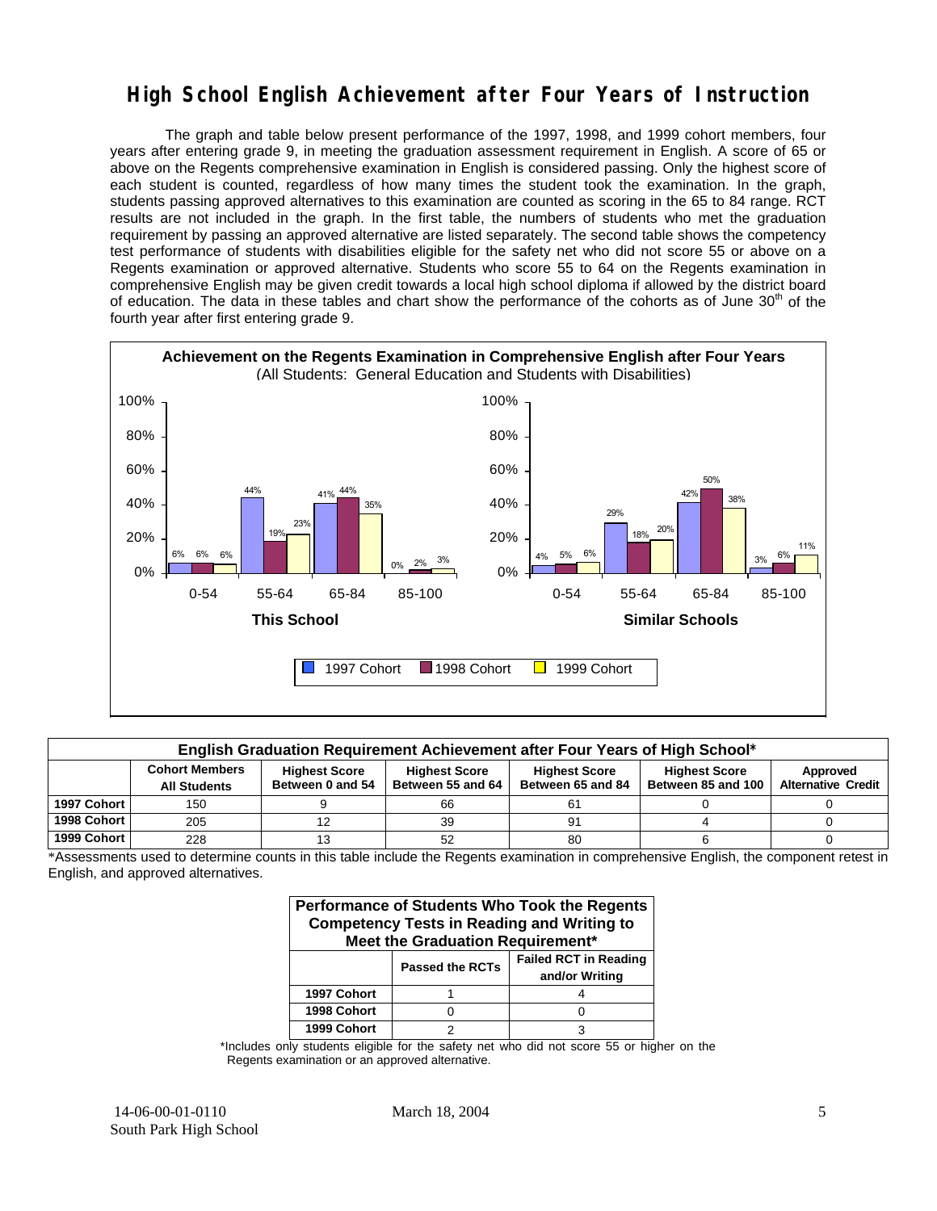# High School English Achievement after Four Years of Instruction

The graph and table below present performance of the 1997, 1998, and 1999 cohort members, four years after entering grade 9, in meeting the graduation assessment requirement in English. A score of 65 or above on the Regents comprehensive examination in English is considered passing. Only the highest score of each student is counted, regardless of how many times the student took the examination. In the graph, students passing approved alternatives to this examination are counted as scoring in the 65 to 84 range. RCT results are not included in the graph. In the first table, the numbers of students who met the graduation requirement by passing an approved alternative are listed separately. The second table shows the competency test performance of students with disabilities eligible for the safety net who did not score 55 or above on a Regents examination or approved alternative. Students who score 55 to 64 on the Regents examination in comprehensive English may be given credit towards a local high school diploma if allowed by the district board of education. The data in these tables and chart show the performance of the cohorts as of June 30th of the fourth year after first entering grade 9.

**Achievement on the Regents Examination in Comprehensive English after Four Years**
(All Students: General Education and Students with Disabilities)

**This School**

| | 0-54 | 55-64 | 65-84 | 85-100 |
|---|---|---|---|---|
| 1997 Cohort | 6% | 44% | 41% | 0% |
| 1998 Cohort | 6% | 19% | 44% | 2% |
| 1999 Cohort | 6% | 23% | 35% | 3% |

**Similar Schools**

| | 0-54 | 55-64 | 65-84 | 85-100 |
|---|---|---|---|---|
| 1997 Cohort | 4% | 29% | 42% | 3% |
| 1998 Cohort | 5% | 18% | 50% | 6% |
| 1999 Cohort | 6% | 20% | 38% | 11% |

**English Graduation Requirement Achievement after Four Years of High School***

| | Cohort Members All Students | Highest Score Between 0 and 54 | Highest Score Between 55 and 64 | Highest Score Between 65 and 84 | Highest Score Between 85 and 100 | Approved Alternative Credit |
|---|---|---|---|---|---|---|
| 1997 Cohort | 150 | 9 | 66 | 61 | 0 | 0 |
| 1998 Cohort | 205 | 12 | 39 | 91 | 4 | 0 |
| 1999 Cohort | 228 | 13 | 52 | 80 | 6 | 0 |

*Assessments used to determine counts in this table include the Regents examination in comprehensive English, the component retest in English, and approved alternatives.

**Performance of Students Who Took the Regents Competency Tests in Reading and Writing to Meet the Graduation Requirement***

| | Passed the RCTs | Failed RCT in Reading and/or Writing |
|---|---|---|
| 1997 Cohort | 1 | 4 |
| 1998 Cohort | 0 | 0 |
| 1999 Cohort | 2 | 3 |

*Includes only students eligible for the safety net who did not score 55 or higher on the Regents examination or an approved alternative.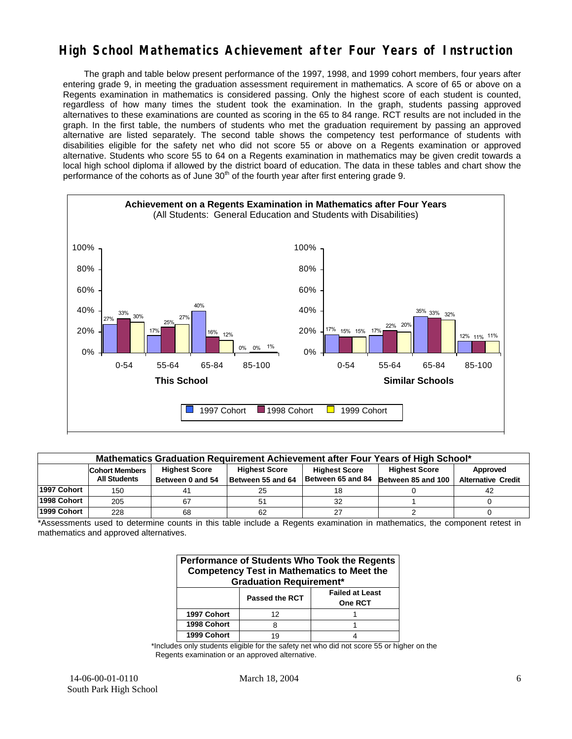# High School Mathematics Achievement after Four Years of Instruction

The graph and table below present performance of the 1997, 1998, and 1999 cohort members, four years after entering grade 9, in meeting the graduation assessment requirement in mathematics. A score of 65 or above on a Regents examination in mathematics is considered passing. Only the highest score of each student is counted, regardless of how many times the student took the examination. In the graph, students passing approved alternatives to these examinations are counted as scoring in the 65 to 84 range. RCT results are not included in the graph. In the first table, the numbers of students who met the graduation requirement by passing an approved alternative are listed separately. The second table shows the competency test performance of students with disabilities eligible for the safety net who did not score 55 or above on a Regents examination or approved alternative. Students who score 55 to 64 on a Regents examination in mathematics may be given credit towards a local high school diploma if allowed by the district board of education. The data in these tables and chart show the performance of the cohorts as of June 30th of the fourth year after first entering grade 9.

**Achievement on a Regents Examination in Mathematics after Four Years**
(All Students: General Education and Students with Disabilities)

| | This School 1997 Cohort | This School 1998 Cohort | This School 1999 Cohort | Similar Schools 1997 Cohort | Similar Schools 1998 Cohort | Similar Schools 1999 Cohort |
|---|---|---|---|---|---|---|
| 0-54 | 27% | 33% | 30% | 17% | 15% | 15% |
| 55-64 | 17% | 25% | 27% | 17% | 22% | 20% |
| 65-84 | 40% | 16% | 12% | 35% | 33% | 32% |
| 85-100 | 0% | 0% | 1% | 12% | 11% | 11% |

| Mathematics Graduation Requirement Achievement after Four Years of High School* | | | | | | |
|---|---|---|---|---|---|---|
| | Cohort Members All Students | Highest Score Between 0 and 54 | Highest Score Between 55 and 64 | Highest Score Between 65 and 84 | Highest Score Between 85 and 100 | Approved Alternative Credit |
| 1997 Cohort | 150 | 41 | 25 | 18 | 0 | 42 |
| 1998 Cohort | 205 | 67 | 51 | 32 | 1 | 0 |
| 1999 Cohort | 228 | 68 | 62 | 27 | 2 | 0 |

*Assessments used to determine counts in this table include a Regents examination in mathematics, the component retest in mathematics and approved alternatives.

| Performance of Students Who Took the Regents Competency Test in Mathematics to Meet the Graduation Requirement* | | |
|---|---|---|
| | Passed the RCT | Failed at Least One RCT |
| 1997 Cohort | 12 | 1 |
| 1998 Cohort | 8 | 1 |
| 1999 Cohort | 19 | 4 |

*Includes only students eligible for the safety net who did not score 55 or higher on the Regents examination or an approved alternative.

14-06-00-01-0110 South Park High School | March 18, 2004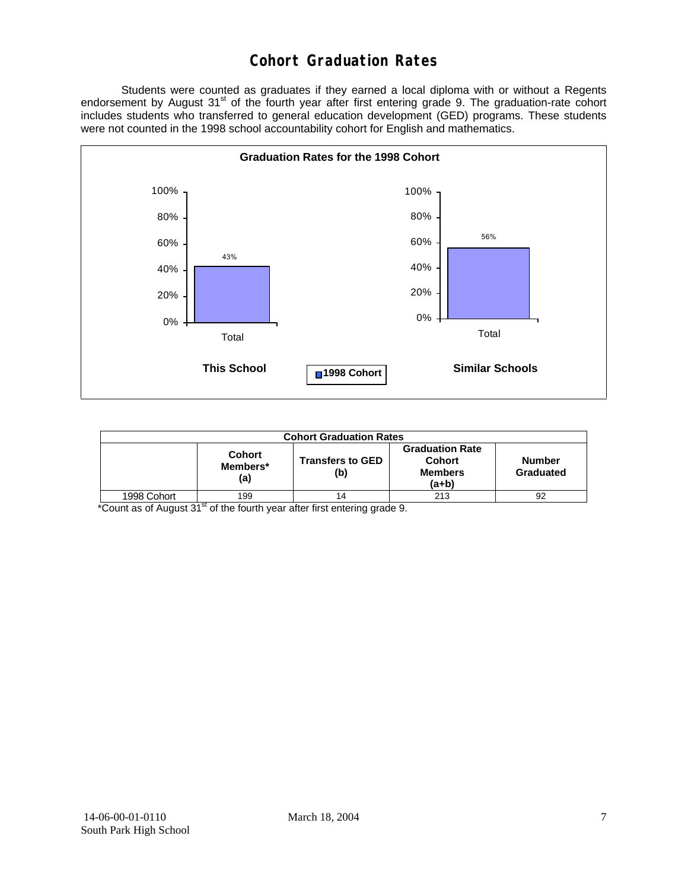# Cohort Graduation Rates

Students were counted as graduates if they earned a local diploma with or without a Regents endorsement by August 31st of the fourth year after first entering grade 9. The graduation-rate cohort includes students who transferred to general education development (GED) programs. These students were not counted in the 1998 school accountability cohort for English and mathematics.

**Graduation Rates for the 1998 Cohort**

| | This School | Similar Schools |
|---|---|---|
| Total (1998 Cohort) | 43% | 56% |

| Cohort Graduation Rates | | | | |
|---|---|---|---|---|
| | Cohort Members* (a) | Transfers to GED (b) | Graduation Rate Cohort Members (a+b) | Number Graduated |
| 1998 Cohort | 199 | 14 | 213 | 92 |

*Count as of August 31st of the fourth year after first entering grade 9.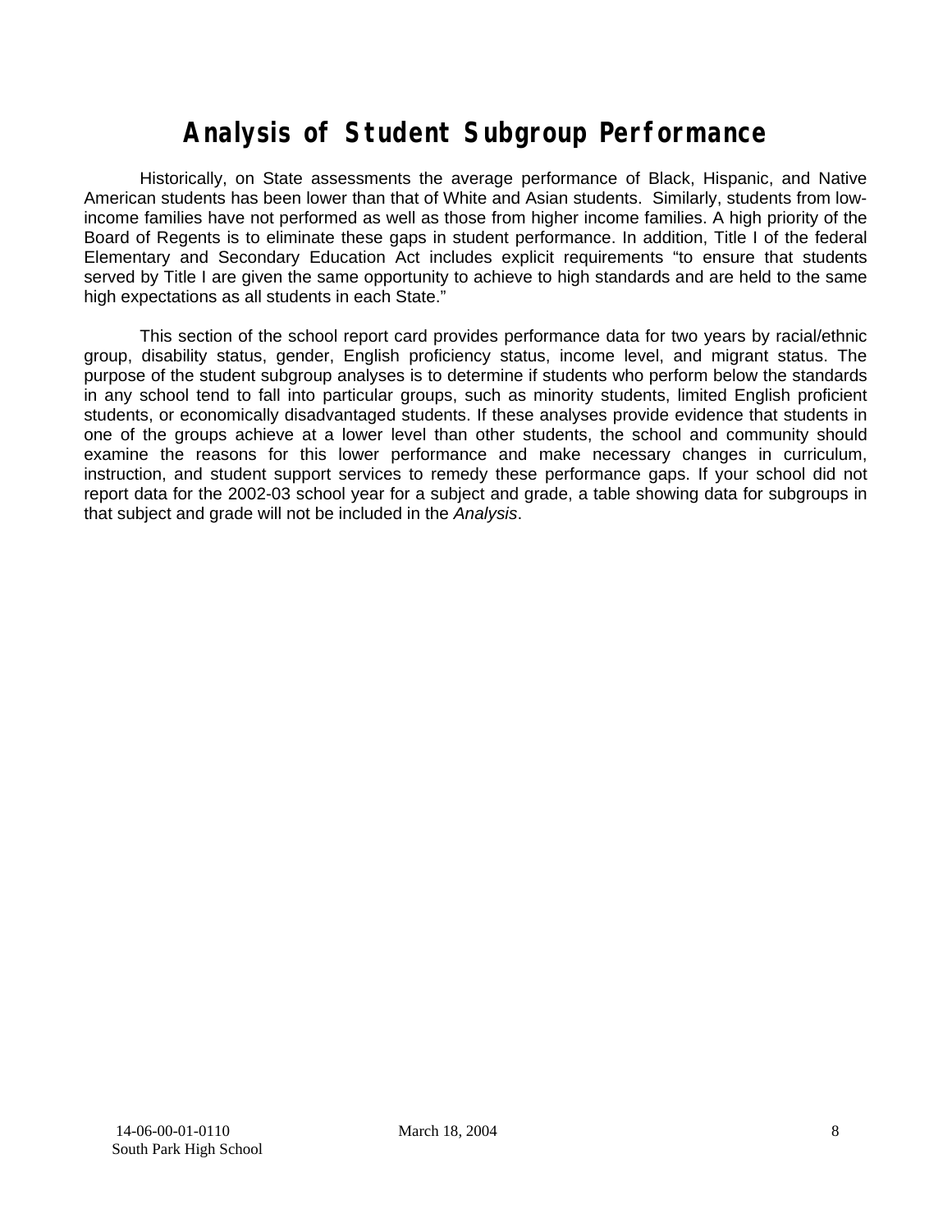# Analysis of Student Subgroup Performance

Historically, on State assessments the average performance of Black, Hispanic, and Native American students has been lower than that of White and Asian students. Similarly, students from low-income families have not performed as well as those from higher income families. A high priority of the Board of Regents is to eliminate these gaps in student performance. In addition, Title I of the federal Elementary and Secondary Education Act includes explicit requirements "to ensure that students served by Title I are given the same opportunity to achieve to high standards and are held to the same high expectations as all students in each State."

This section of the school report card provides performance data for two years by racial/ethnic group, disability status, gender, English proficiency status, income level, and migrant status. The purpose of the student subgroup analyses is to determine if students who perform below the standards in any school tend to fall into particular groups, such as minority students, limited English proficient students, or economically disadvantaged students. If these analyses provide evidence that students in one of the groups achieve at a lower level than other students, the school and community should examine the reasons for this lower performance and make necessary changes in curriculum, instruction, and student support services to remedy these performance gaps. If your school did not report data for the 2002-03 school year for a subject and grade, a table showing data for subgroups in that subject and grade will not be included in the *Analysis*.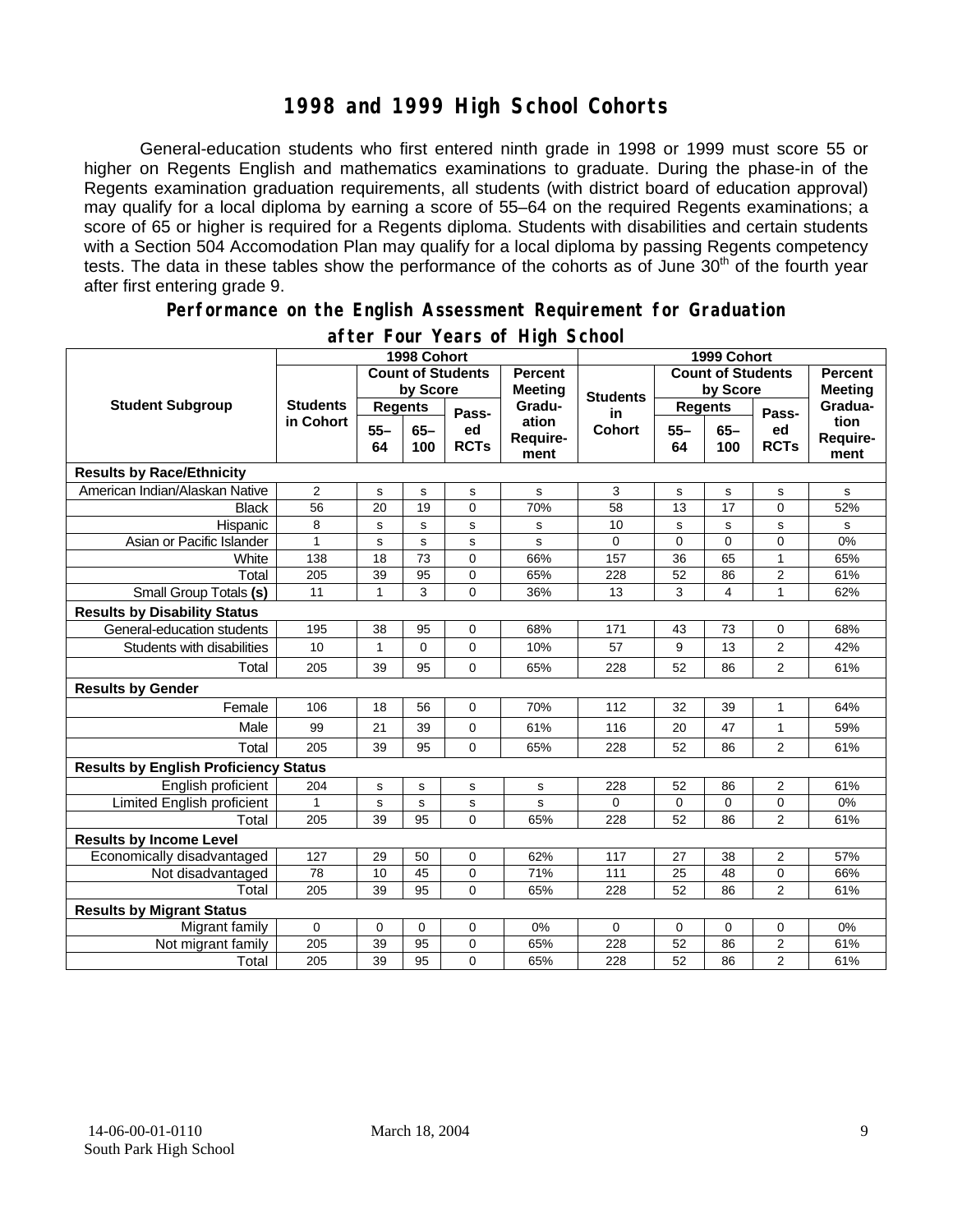# 1998 and 1999 High School Cohorts

General-education students who first entered ninth grade in 1998 or 1999 must score 55 or higher on Regents English and mathematics examinations to graduate. During the phase-in of the Regents examination graduation requirements, all students (with district board of education approval) may qualify for a local diploma by earning a score of 55–64 on the required Regents examinations; a score of 65 or higher is required for a Regents diploma. Students with disabilities and certain students with a Section 504 Accomodation Plan may qualify for a local diploma by passing Regents competency tests. The data in these tables show the performance of the cohorts as of June 30th of the fourth year after first entering grade 9.

## Performance on the English Assessment Requirement for Graduation after Four Years of High School

| Student Subgroup | 1998 Cohort | | | | | 1999 Cohort | | | | |
|---|---|---|---|---|---|---|---|---|---|---|
| | Students in Cohort | Count of Students by Score | | | Percent Meeting Graduation Requirement | Students in Cohort | Count of Students by Score | | | Percent Meeting Graduation Requirement |
| | | Regents 55–64 | Regents 65–100 | Passed RCTs | | | Regents 55–64 | Regents 65–100 | Passed RCTs | |
| **Results by Race/Ethnicity** | | | | | | | | | | |
| American Indian/Alaskan Native | 2 | s | s | s | s | 3 | s | s | s | s |
| Black | 56 | 20 | 19 | 0 | 70% | 58 | 13 | 17 | 0 | 52% |
| Hispanic | 8 | s | s | s | s | 10 | s | s | s | s |
| Asian or Pacific Islander | 1 | s | s | s | s | 0 | 0 | 0 | 0 | 0% |
| White | 138 | 18 | 73 | 0 | 66% | 157 | 36 | 65 | 1 | 65% |
| Total | 205 | 39 | 95 | 0 | 65% | 228 | 52 | 86 | 2 | 61% |
| Small Group Totals **(s)** | 11 | 1 | 3 | 0 | 36% | 13 | 3 | 4 | 1 | 62% |
| **Results by Disability Status** | | | | | | | | | | |
| General-education students | 195 | 38 | 95 | 0 | 68% | 171 | 43 | 73 | 0 | 68% |
| Students with disabilities | 10 | 1 | 0 | 0 | 10% | 57 | 9 | 13 | 2 | 42% |
| Total | 205 | 39 | 95 | 0 | 65% | 228 | 52 | 86 | 2 | 61% |
| **Results by Gender** | | | | | | | | | | |
| Female | 106 | 18 | 56 | 0 | 70% | 112 | 32 | 39 | 1 | 64% |
| Male | 99 | 21 | 39 | 0 | 61% | 116 | 20 | 47 | 1 | 59% |
| Total | 205 | 39 | 95 | 0 | 65% | 228 | 52 | 86 | 2 | 61% |
| **Results by English Proficiency Status** | | | | | | | | | | |
| English proficient | 204 | s | s | s | s | 228 | 52 | 86 | 2 | 61% |
| Limited English proficient | 1 | s | s | s | s | 0 | 0 | 0 | 0 | 0% |
| Total | 205 | 39 | 95 | 0 | 65% | 228 | 52 | 86 | 2 | 61% |
| **Results by Income Level** | | | | | | | | | | |
| Economically disadvantaged | 127 | 29 | 50 | 0 | 62% | 117 | 27 | 38 | 2 | 57% |
| Not disadvantaged | 78 | 10 | 45 | 0 | 71% | 111 | 25 | 48 | 0 | 66% |
| Total | 205 | 39 | 95 | 0 | 65% | 228 | 52 | 86 | 2 | 61% |
| **Results by Migrant Status** | | | | | | | | | | |
| Migrant family | 0 | 0 | 0 | 0 | 0% | 0 | 0 | 0 | 0 | 0% |
| Not migrant family | 205 | 39 | 95 | 0 | 65% | 228 | 52 | 86 | 2 | 61% |
| Total | 205 | 39 | 95 | 0 | 65% | 228 | 52 | 86 | 2 | 61% |

14-06-00-01-0110 March 18, 2004
South Park High School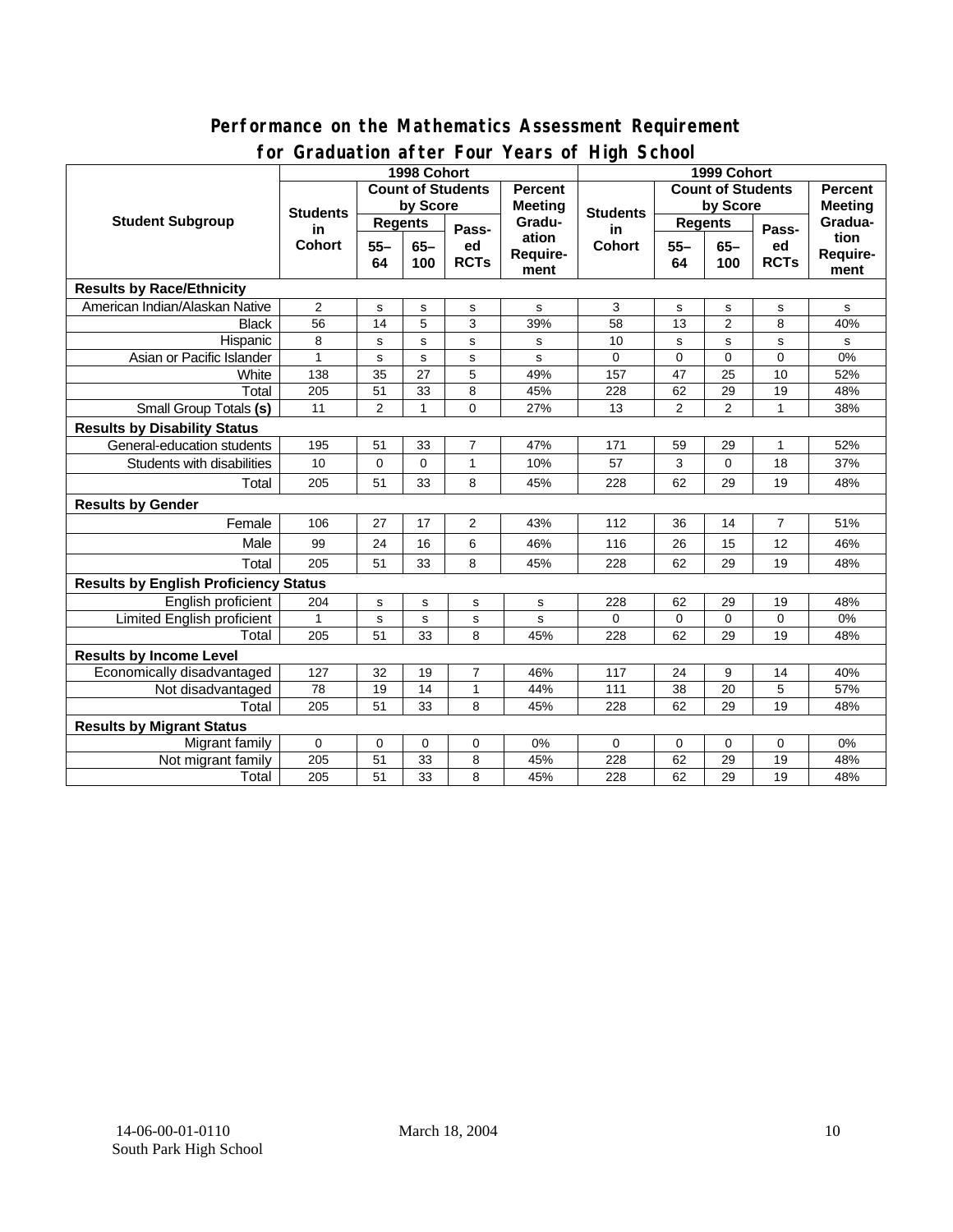## Performance on the Mathematics Assessment Requirement for Graduation after Four Years of High School

| Student Subgroup | 1998 Cohort | | | | | 1999 Cohort | | | | |
|---|---|---|---|---|---|---|---|---|---|---|
| | Students in Cohort | Count of Students by Score | | | Percent Meeting Graduation Requirement | Students in Cohort | Count of Students by Score | | | Percent Meeting Graduation Requirement |
| | | Regents | | Passed RCTs | | | Regents | | Passed RCTs | |
| | | 55–64 | 65–100 | | | | 55–64 | 65–100 | | |
| **Results by Race/Ethnicity** | | | | | | | | | | |
| American Indian/Alaskan Native | 2 | s | s | s | s | 3 | s | s | s | s |
| Black | 56 | 14 | 5 | 3 | 39% | 58 | 13 | 2 | 8 | 40% |
| Hispanic | 8 | s | s | s | s | 10 | s | s | s | s |
| Asian or Pacific Islander | 1 | s | s | s | s | 0 | 0 | 0 | 0 | 0% |
| White | 138 | 35 | 27 | 5 | 49% | 157 | 47 | 25 | 10 | 52% |
| Total | 205 | 51 | 33 | 8 | 45% | 228 | 62 | 29 | 19 | 48% |
| Small Group Totals **(s)** | 11 | 2 | 1 | 0 | 27% | 13 | 2 | 2 | 1 | 38% |
| **Results by Disability Status** | | | | | | | | | | |
| General-education students | 195 | 51 | 33 | 7 | 47% | 171 | 59 | 29 | 1 | 52% |
| Students with disabilities | 10 | 0 | 0 | 1 | 10% | 57 | 3 | 0 | 18 | 37% |
| Total | 205 | 51 | 33 | 8 | 45% | 228 | 62 | 29 | 19 | 48% |
| **Results by Gender** | | | | | | | | | | |
| Female | 106 | 27 | 17 | 2 | 43% | 112 | 36 | 14 | 7 | 51% |
| Male | 99 | 24 | 16 | 6 | 46% | 116 | 26 | 15 | 12 | 46% |
| Total | 205 | 51 | 33 | 8 | 45% | 228 | 62 | 29 | 19 | 48% |
| **Results by English Proficiency Status** | | | | | | | | | | |
| English proficient | 204 | s | s | s | s | 228 | 62 | 29 | 19 | 48% |
| Limited English proficient | 1 | s | s | s | s | 0 | 0 | 0 | 0 | 0% |
| Total | 205 | 51 | 33 | 8 | 45% | 228 | 62 | 29 | 19 | 48% |
| **Results by Income Level** | | | | | | | | | | |
| Economically disadvantaged | 127 | 32 | 19 | 7 | 46% | 117 | 24 | 9 | 14 | 40% |
| Not disadvantaged | 78 | 19 | 14 | 1 | 44% | 111 | 38 | 20 | 5 | 57% |
| Total | 205 | 51 | 33 | 8 | 45% | 228 | 62 | 29 | 19 | 48% |
| **Results by Migrant Status** | | | | | | | | | | |
| Migrant family | 0 | 0 | 0 | 0 | 0% | 0 | 0 | 0 | 0 | 0% |
| Not migrant family | 205 | 51 | 33 | 8 | 45% | 228 | 62 | 29 | 19 | 48% |
| Total | 205 | 51 | 33 | 8 | 45% | 228 | 62 | 29 | 19 | 48% |

14-06-00-01-0110
South Park High School

March 18, 2004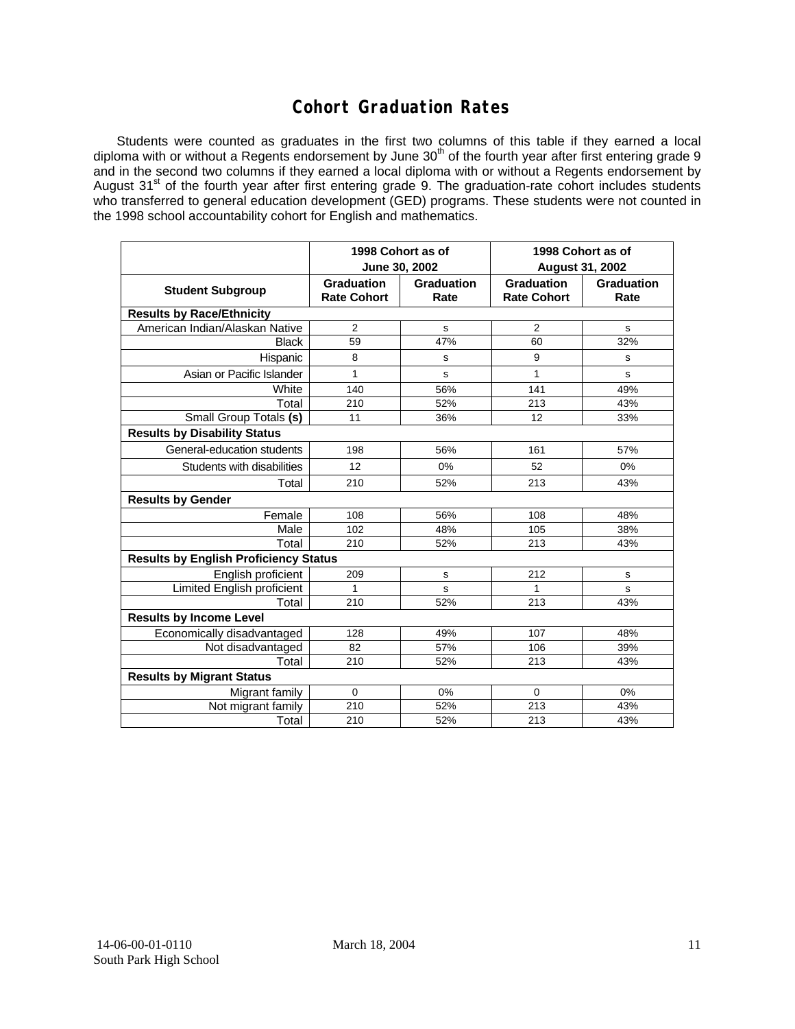# Cohort Graduation Rates

Students were counted as graduates in the first two columns of this table if they earned a local diploma with or without a Regents endorsement by June 30th of the fourth year after first entering grade 9 and in the second two columns if they earned a local diploma with or without a Regents endorsement by August 31st of the fourth year after first entering grade 9. The graduation-rate cohort includes students who transferred to general education development (GED) programs. These students were not counted in the 1998 school accountability cohort for English and mathematics.

| | 1998 Cohort as of June 30, 2002 | | 1998 Cohort as of August 31, 2002 | |
|---|---|---|---|---|
| **Student Subgroup** | **Graduation Rate Cohort** | **Graduation Rate** | **Graduation Rate Cohort** | **Graduation Rate** |
| **Results by Race/Ethnicity** | | | | |
| American Indian/Alaskan Native | 2 | s | 2 | s |
| Black | 59 | 47% | 60 | 32% |
| Hispanic | 8 | s | 9 | s |
| Asian or Pacific Islander | 1 | s | 1 | s |
| White | 140 | 56% | 141 | 49% |
| Total | 210 | 52% | 213 | 43% |
| Small Group Totals **(s)** | 11 | 36% | 12 | 33% |
| **Results by Disability Status** | | | | |
| General-education students | 198 | 56% | 161 | 57% |
| Students with disabilities | 12 | 0% | 52 | 0% |
| Total | 210 | 52% | 213 | 43% |
| **Results by Gender** | | | | |
| Female | 108 | 56% | 108 | 48% |
| Male | 102 | 48% | 105 | 38% |
| Total | 210 | 52% | 213 | 43% |
| **Results by English Proficiency Status** | | | | |
| English proficient | 209 | s | 212 | s |
| Limited English proficient | 1 | s | 1 | s |
| Total | 210 | 52% | 213 | 43% |
| **Results by Income Level** | | | | |
| Economically disadvantaged | 128 | 49% | 107 | 48% |
| Not disadvantaged | 82 | 57% | 106 | 39% |
| Total | 210 | 52% | 213 | 43% |
| **Results by Migrant Status** | | | | |
| Migrant family | 0 | 0% | 0 | 0% |
| Not migrant family | 210 | 52% | 213 | 43% |
| Total | 210 | 52% | 213 | 43% |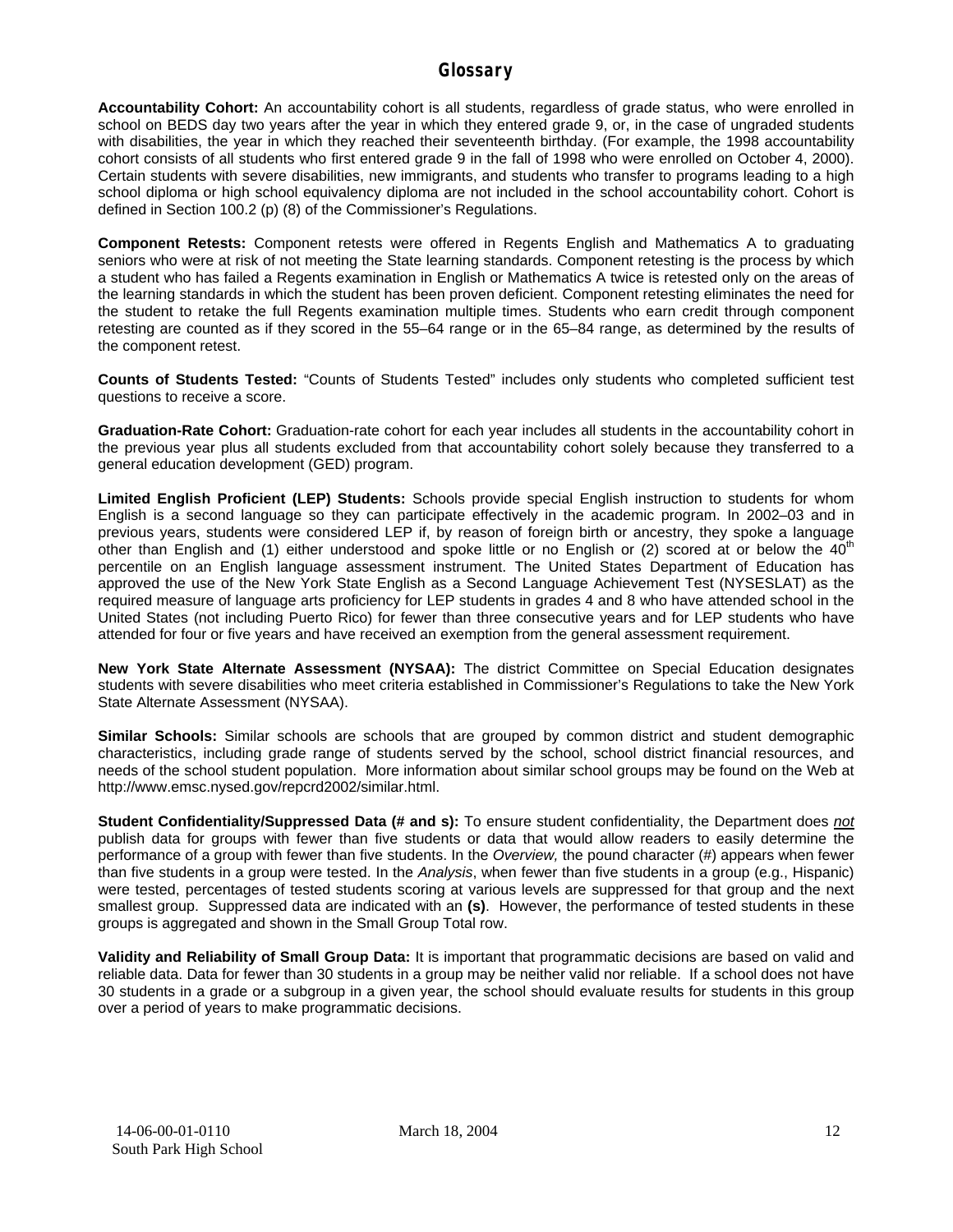# Glossary

**Accountability Cohort:** An accountability cohort is all students, regardless of grade status, who were enrolled in school on BEDS day two years after the year in which they entered grade 9, or, in the case of ungraded students with disabilities, the year in which they reached their seventeenth birthday. (For example, the 1998 accountability cohort consists of all students who first entered grade 9 in the fall of 1998 who were enrolled on October 4, 2000). Certain students with severe disabilities, new immigrants, and students who transfer to programs leading to a high school diploma or high school equivalency diploma are not included in the school accountability cohort. Cohort is defined in Section 100.2 (p) (8) of the Commissioner's Regulations.

**Component Retests:** Component retests were offered in Regents English and Mathematics A to graduating seniors who were at risk of not meeting the State learning standards. Component retesting is the process by which a student who has failed a Regents examination in English or Mathematics A twice is retested only on the areas of the learning standards in which the student has been proven deficient. Component retesting eliminates the need for the student to retake the full Regents examination multiple times. Students who earn credit through component retesting are counted as if they scored in the 55–64 range or in the 65–84 range, as determined by the results of the component retest.

**Counts of Students Tested:** "Counts of Students Tested" includes only students who completed sufficient test questions to receive a score.

**Graduation-Rate Cohort:** Graduation-rate cohort for each year includes all students in the accountability cohort in the previous year plus all students excluded from that accountability cohort solely because they transferred to a general education development (GED) program.

**Limited English Proficient (LEP) Students:** Schools provide special English instruction to students for whom English is a second language so they can participate effectively in the academic program. In 2002–03 and in previous years, students were considered LEP if, by reason of foreign birth or ancestry, they spoke a language other than English and (1) either understood and spoke little or no English or (2) scored at or below the 40th percentile on an English language assessment instrument. The United States Department of Education has approved the use of the New York State English as a Second Language Achievement Test (NYSESLAT) as the required measure of language arts proficiency for LEP students in grades 4 and 8 who have attended school in the United States (not including Puerto Rico) for fewer than three consecutive years and for LEP students who have attended for four or five years and have received an exemption from the general assessment requirement.

**New York State Alternate Assessment (NYSAA):** The district Committee on Special Education designates students with severe disabilities who meet criteria established in Commissioner's Regulations to take the New York State Alternate Assessment (NYSAA).

**Similar Schools:** Similar schools are schools that are grouped by common district and student demographic characteristics, including grade range of students served by the school, school district financial resources, and needs of the school student population. More information about similar school groups may be found on the Web at http://www.emsc.nysed.gov/repcrd2002/similar.html.

**Student Confidentiality/Suppressed Data (# and s):** To ensure student confidentiality, the Department does *not* publish data for groups with fewer than five students or data that would allow readers to easily determine the performance of a group with fewer than five students. In the *Overview,* the pound character (#) appears when fewer than five students in a group were tested. In the *Analysis*, when fewer than five students in a group (e.g., Hispanic) were tested, percentages of tested students scoring at various levels are suppressed for that group and the next smallest group. Suppressed data are indicated with an **(s)**. However, the performance of tested students in these groups is aggregated and shown in the Small Group Total row.

**Validity and Reliability of Small Group Data:** It is important that programmatic decisions are based on valid and reliable data. Data for fewer than 30 students in a group may be neither valid nor reliable. If a school does not have 30 students in a grade or a subgroup in a given year, the school should evaluate results for students in this group over a period of years to make programmatic decisions.